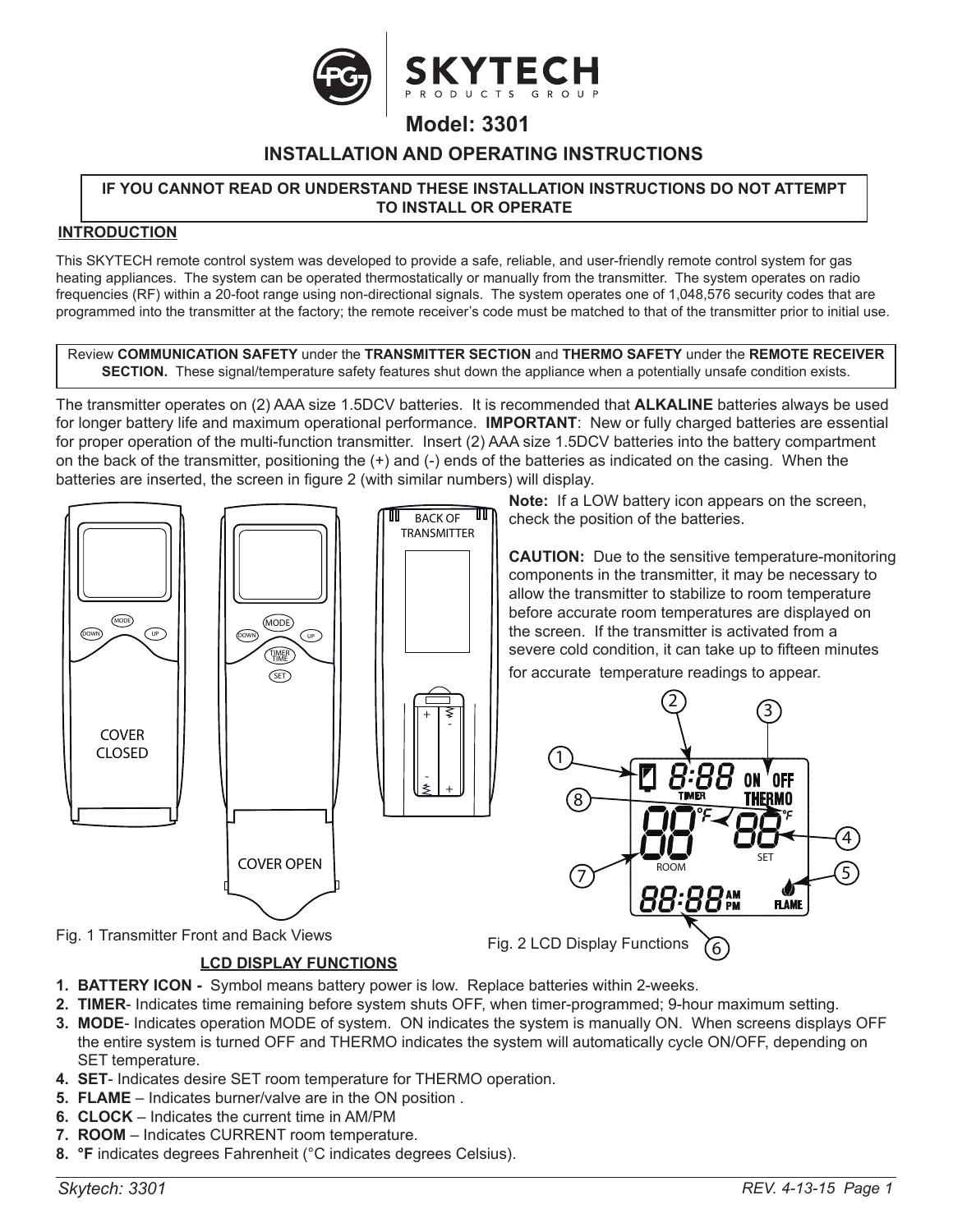# Model: 3301

## INSTALLATION AND OPERATING INSTRUCTIONS

**IF YOU CANNOT READ OR UNDERSTAND THESE INSTALLATION INSTRUCTIONS DO NOT ATTEMPT TO INSTALL OR OPERATE**

### INTRODUCTION

This SKYTECH remote control system was developed to provide a safe, reliable, and user-friendly remote control system for gas heating appliances. The system can be operated thermostatically or manually from the transmitter. The system operates on radio frequencies (RF) within a 20-foot range using non-directional signals. The system operates one of 1,048,576 security codes that are programmed into the transmitter at the factory; the remote receiver's code must be matched to that of the transmitter prior to initial use.

Review **COMMUNICATION SAFETY** under the **TRANSMITTER SECTION** and **THERMO SAFETY** under the **REMOTE RECEIVER SECTION.** These signal/temperature safety features shut down the appliance when a potentially unsafe condition exists.

The transmitter operates on (2) AAA size 1.5DCV batteries. It is recommended that **ALKALINE** batteries always be used for longer battery life and maximum operational performance. **IMPORTANT**: New or fully charged batteries are essential for proper operation of the multi-function transmitter. Insert (2) AAA size 1.5DCV batteries into the battery compartment on the back of the transmitter, positioning the (+) and (-) ends of the batteries as indicated on the casing. When the batteries are inserted, the screen in figure 2 (with similar numbers) will display.

**Note:** If a LOW battery icon appears on the screen, check the position of the batteries.

**CAUTION:** Due to the sensitive temperature-monitoring components in the transmitter, it may be necessary to allow the transmitter to stabilize to room temperature before accurate room temperatures are displayed on the screen. If the transmitter is activated from a severe cold condition, it can take up to fifteen minutes for accurate temperature readings to appear.

Fig. 1 Transmitter Front and Back Views

Fig. 2 LCD Display Functions

### LCD DISPLAY FUNCTIONS

1. **BATTERY ICON -** Symbol means battery power is low. Replace batteries within 2-weeks.
2. **TIMER**- Indicates time remaining before system shuts OFF, when timer-programmed; 9-hour maximum setting.
3. **MODE**- Indicates operation MODE of system. ON indicates the system is manually ON. When screens displays OFF the entire system is turned OFF and THERMO indicates the system will automatically cycle ON/OFF, depending on SET temperature.
4. **SET**- Indicates desire SET room temperature for THERMO operation.
5. **FLAME** – Indicates burner/valve are in the ON position .
6. **CLOCK** – Indicates the current time in AM/PM
7. **ROOM** – Indicates CURRENT room temperature.
8. **°F** indicates degrees Fahrenheit (°C indicates degrees Celsius).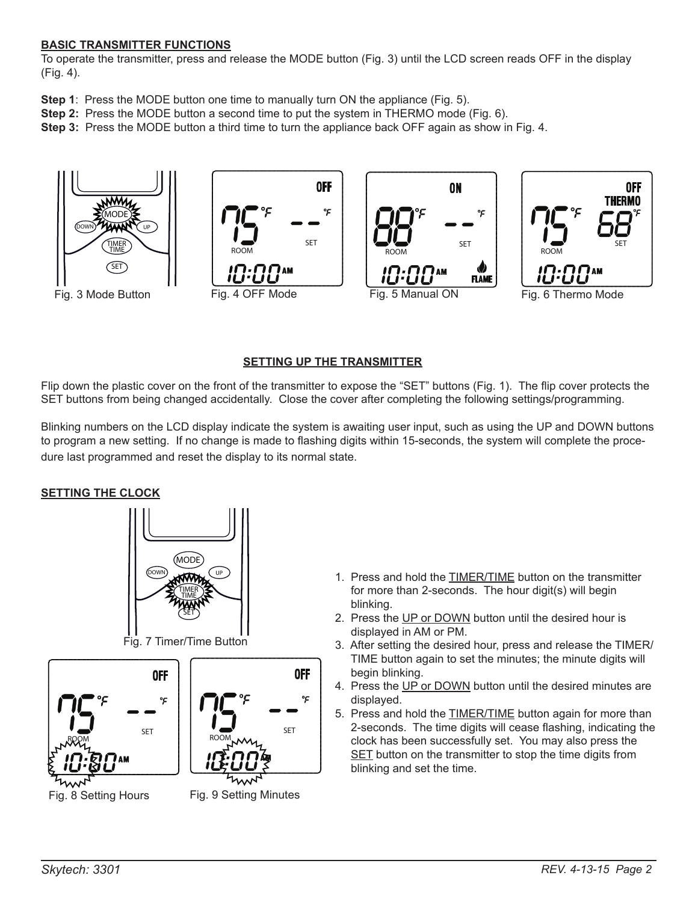## BASIC TRANSMITTER FUNCTIONS

To operate the transmitter, press and release the MODE button (Fig. 3) until the LCD screen reads OFF in the display (Fig. 4).

**Step 1**: Press the MODE button one time to manually turn ON the appliance (Fig. 5).
**Step 2:** Press the MODE button a second time to put the system in THERMO mode (Fig. 6).
**Step 3:** Press the MODE button a third time to turn the appliance back OFF again as show in Fig. 4.

Fig. 3 Mode Button    Fig. 4 OFF Mode    Fig. 5 Manual ON    Fig. 6 Thermo Mode

## SETTING UP THE TRANSMITTER

Flip down the plastic cover on the front of the transmitter to expose the "SET" buttons (Fig. 1). The flip cover protects the SET buttons from being changed accidentally. Close the cover after completing the following settings/programming.

Blinking numbers on the LCD display indicate the system is awaiting user input, such as using the UP and DOWN buttons to program a new setting. If no change is made to flashing digits within 15-seconds, the system will complete the procedure last programmed and reset the display to its normal state.

## SETTING THE CLOCK

Fig. 7 Timer/Time Button

Fig. 8 Setting Hours    Fig. 9 Setting Minutes

1. Press and hold the TIMER/TIME button on the transmitter for more than 2-seconds. The hour digit(s) will begin blinking.
2. Press the UP or DOWN button until the desired hour is displayed in AM or PM.
3. After setting the desired hour, press and release the TIMER/TIME button again to set the minutes; the minute digits will begin blinking.
4. Press the UP or DOWN button until the desired minutes are displayed.
5. Press and hold the TIMER/TIME button again for more than 2-seconds. The time digits will cease flashing, indicating the clock has been successfully set. You may also press the SET button on the transmitter to stop the time digits from blinking and set the time.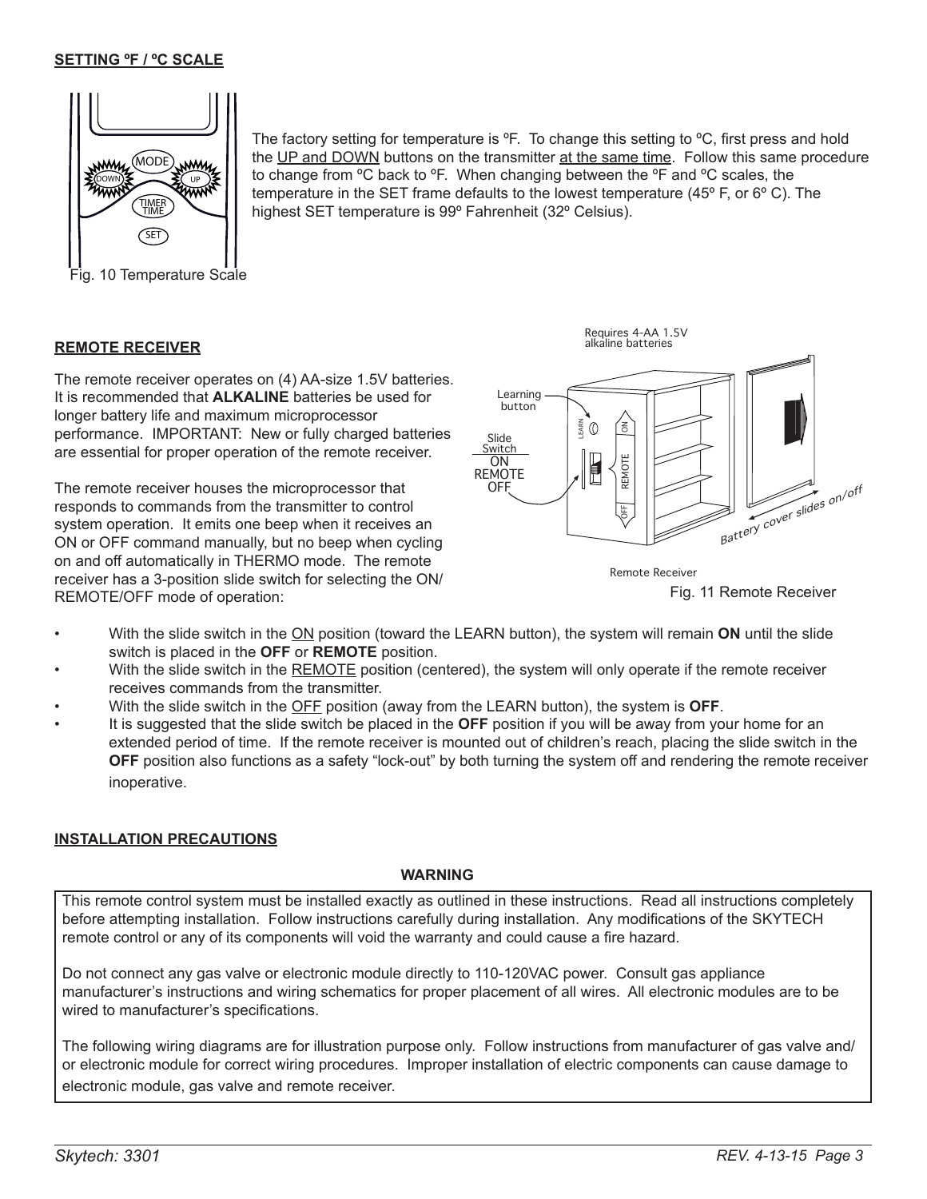## SETTING ºF / ºC SCALE

The factory setting for temperature is ºF. To change this setting to ºC, first press and hold the UP and DOWN buttons on the transmitter at the same time. Follow this same procedure to change from ºC back to ºF. When changing between the ºF and ºC scales, the temperature in the SET frame defaults to the lowest temperature (45º F, or 6º C). The highest SET temperature is 99º Fahrenheit (32º Celsius).

Fig. 10 Temperature Scale

## REMOTE RECEIVER

The remote receiver operates on (4) AA-size 1.5V batteries. It is recommended that **ALKALINE** batteries be used for longer battery life and maximum microprocessor performance. IMPORTANT: New or fully charged batteries are essential for proper operation of the remote receiver.

The remote receiver houses the microprocessor that responds to commands from the transmitter to control system operation. It emits one beep when it receives an ON or OFF command manually, but no beep when cycling on and off automatically in THERMO mode. The remote receiver has a 3-position slide switch for selecting the ON/REMOTE/OFF mode of operation:

Fig. 11 Remote Receiver

- With the slide switch in the ON position (toward the LEARN button), the system will remain **ON** until the slide switch is placed in the **OFF** or **REMOTE** position.
- With the slide switch in the REMOTE position (centered), the system will only operate if the remote receiver receives commands from the transmitter.
- With the slide switch in the OFF position (away from the LEARN button), the system is **OFF**.
- It is suggested that the slide switch be placed in the **OFF** position if you will be away from your home for an extended period of time. If the remote receiver is mounted out of children's reach, placing the slide switch in the **OFF** position also functions as a safety "lock-out" by both turning the system off and rendering the remote receiver inoperative.

## INSTALLATION PRECAUTIONS

**WARNING**

This remote control system must be installed exactly as outlined in these instructions. Read all instructions completely before attempting installation. Follow instructions carefully during installation. Any modifications of the SKYTECH remote control or any of its components will void the warranty and could cause a fire hazard.

Do not connect any gas valve or electronic module directly to 110-120VAC power. Consult gas appliance manufacturer's instructions and wiring schematics for proper placement of all wires. All electronic modules are to be wired to manufacturer's specifications.

The following wiring diagrams are for illustration purpose only. Follow instructions from manufacturer of gas valve and/or electronic module for correct wiring procedures. Improper installation of electric components can cause damage to electronic module, gas valve and remote receiver.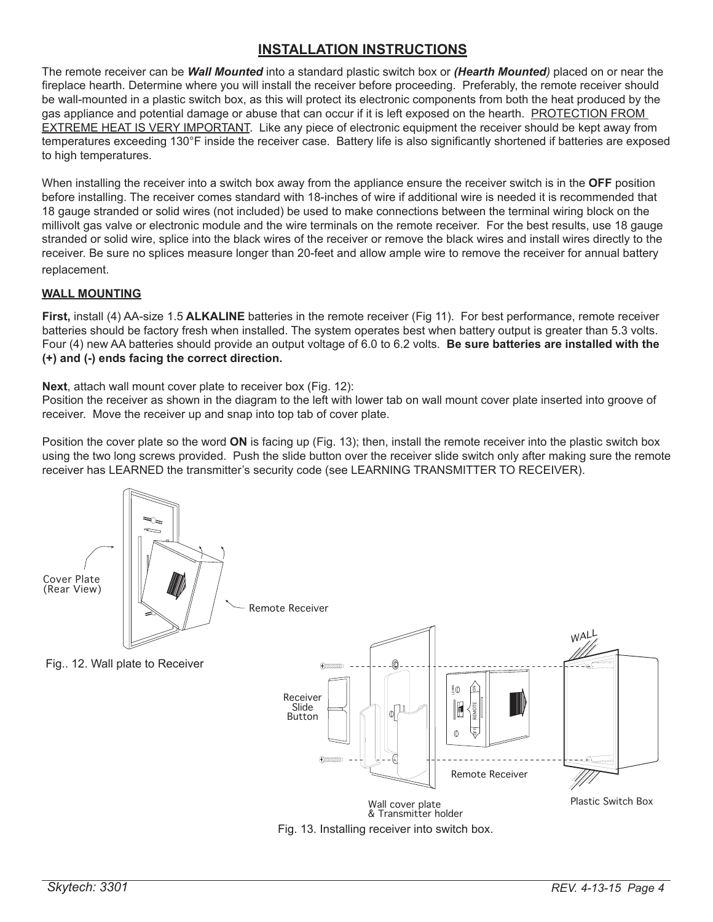# INSTALLATION INSTRUCTIONS

The remote receiver can be ***Wall Mounted*** into a standard plastic switch box or ***(Hearth Mounted)*** placed on or near the fireplace hearth. Determine where you will install the receiver before proceeding. Preferably, the remote receiver should be wall-mounted in a plastic switch box, as this will protect its electronic components from both the heat produced by the gas appliance and potential damage or abuse that can occur if it is left exposed on the hearth. PROTECTION FROM EXTREME HEAT IS VERY IMPORTANT. Like any piece of electronic equipment the receiver should be kept away from temperatures exceeding 130°F inside the receiver case. Battery life is also significantly shortened if batteries are exposed to high temperatures.

When installing the receiver into a switch box away from the appliance ensure the receiver switch is in the **OFF** position before installing. The receiver comes standard with 18-inches of wire if additional wire is needed it is recommended that 18 gauge stranded or solid wires (not included) be used to make connections between the terminal wiring block on the millivolt gas valve or electronic module and the wire terminals on the remote receiver. For the best results, use 18 gauge stranded or solid wire, splice into the black wires of the receiver or remove the black wires and install wires directly to the receiver. Be sure no splices measure longer than 20-feet and allow ample wire to remove the receiver for annual battery replacement.

## WALL MOUNTING

**First,** install (4) AA-size 1.5 **ALKALINE** batteries in the remote receiver (Fig 11). For best performance, remote receiver batteries should be factory fresh when installed. The system operates best when battery output is greater than 5.3 volts. Four (4) new AA batteries should provide an output voltage of 6.0 to 6.2 volts. **Be sure batteries are installed with the (+) and (-) ends facing the correct direction.**

**Next**, attach wall mount cover plate to receiver box (Fig. 12):
Position the receiver as shown in the diagram to the left with lower tab on wall mount cover plate inserted into groove of receiver. Move the receiver up and snap into top tab of cover plate.

Position the cover plate so the word **ON** is facing up (Fig. 13); then, install the remote receiver into the plastic switch box using the two long screws provided. Push the slide button over the receiver slide switch only after making sure the remote receiver has LEARNED the transmitter's security code (see LEARNING TRANSMITTER TO RECEIVER).

Cover Plate (Rear View)

Remote Receiver

Fig.. 12. Wall plate to Receiver

Receiver Slide Button

Remote Receiver

Wall cover plate & Transmitter holder

WALL

Plastic Switch Box

Fig. 13. Installing receiver into switch box.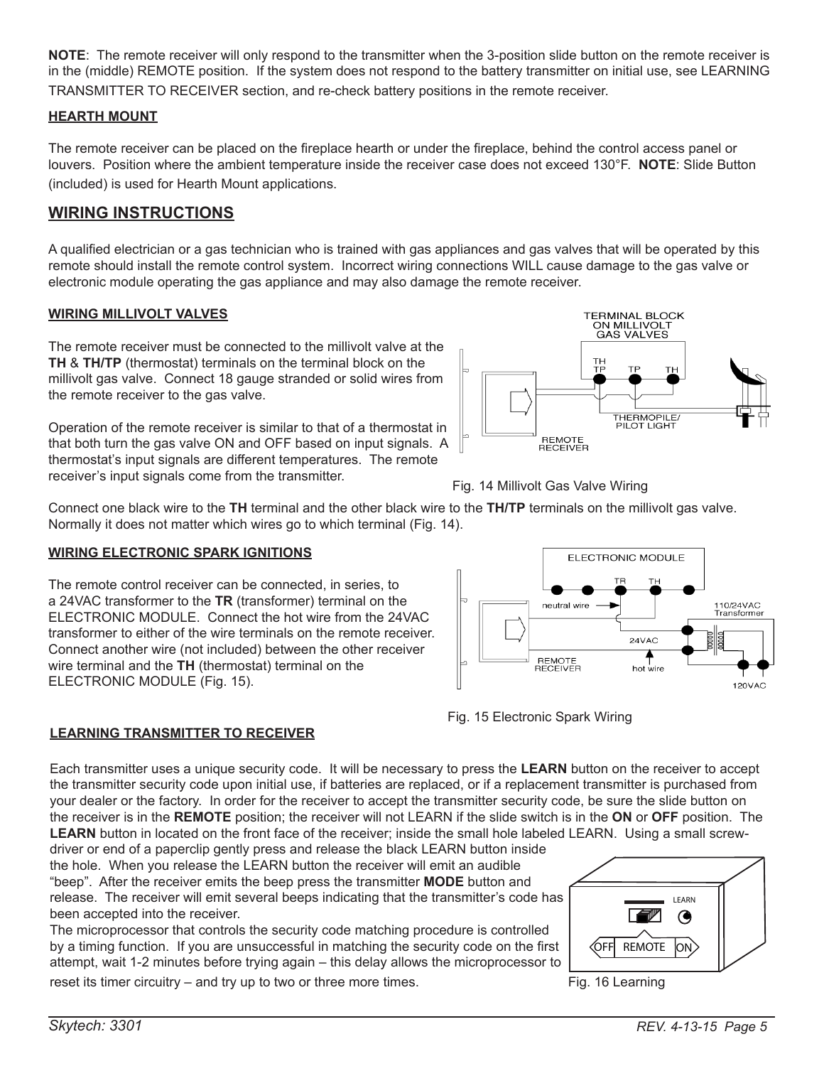**NOTE**: The remote receiver will only respond to the transmitter when the 3-position slide button on the remote receiver is in the (middle) REMOTE position. If the system does not respond to the battery transmitter on initial use, see LEARNING TRANSMITTER TO RECEIVER section, and re-check battery positions in the remote receiver.

### HEARTH MOUNT

The remote receiver can be placed on the fireplace hearth or under the fireplace, behind the control access panel or louvers. Position where the ambient temperature inside the receiver case does not exceed 130°F. **NOTE**: Slide Button (included) is used for Hearth Mount applications.

## WIRING INSTRUCTIONS

A qualified electrician or a gas technician who is trained with gas appliances and gas valves that will be operated by this remote should install the remote control system. Incorrect wiring connections WILL cause damage to the gas valve or electronic module operating the gas appliance and may also damage the remote receiver.

### WIRING MILLIVOLT VALVES

The remote receiver must be connected to the millivolt valve at the **TH** & **TH/TP** (thermostat) terminals on the terminal block on the millivolt gas valve. Connect 18 gauge stranded or solid wires from the remote receiver to the gas valve.

Operation of the remote receiver is similar to that of a thermostat in that both turn the gas valve ON and OFF based on input signals. A thermostat's input signals are different temperatures. The remote receiver's input signals come from the transmitter.

Fig. 14 Millivolt Gas Valve Wiring

Connect one black wire to the **TH** terminal and the other black wire to the **TH/TP** terminals on the millivolt gas valve. Normally it does not matter which wires go to which terminal (Fig. 14).

### WIRING ELECTRONIC SPARK IGNITIONS

The remote control receiver can be connected, in series, to a 24VAC transformer to the **TR** (transformer) terminal on the ELECTRONIC MODULE. Connect the hot wire from the 24VAC transformer to either of the wire terminals on the remote receiver. Connect another wire (not included) between the other receiver wire terminal and the **TH** (thermostat) terminal on the ELECTRONIC MODULE (Fig. 15).

Fig. 15 Electronic Spark Wiring

### LEARNING TRANSMITTER TO RECEIVER

Each transmitter uses a unique security code. It will be necessary to press the **LEARN** button on the receiver to accept the transmitter security code upon initial use, if batteries are replaced, or if a replacement transmitter is purchased from your dealer or the factory. In order for the receiver to accept the transmitter security code, be sure the slide button on the receiver is in the **REMOTE** position; the receiver will not LEARN if the slide switch is in the **ON** or **OFF** position. The **LEARN** button in located on the front face of the receiver; inside the small hole labeled LEARN. Using a small screw-driver or end of a paperclip gently press and release the black LEARN button inside the hole. When you release the LEARN button the receiver will emit an audible "beep". After the receiver emits the beep press the transmitter **MODE** button and release. The receiver will emit several beeps indicating that the transmitter's code has been accepted into the receiver.

The microprocessor that controls the security code matching procedure is controlled by a timing function. If you are unsuccessful in matching the security code on the first attempt, wait 1-2 minutes before trying again – this delay allows the microprocessor to reset its timer circuitry – and try up to two or three more times.

Fig. 16 Learning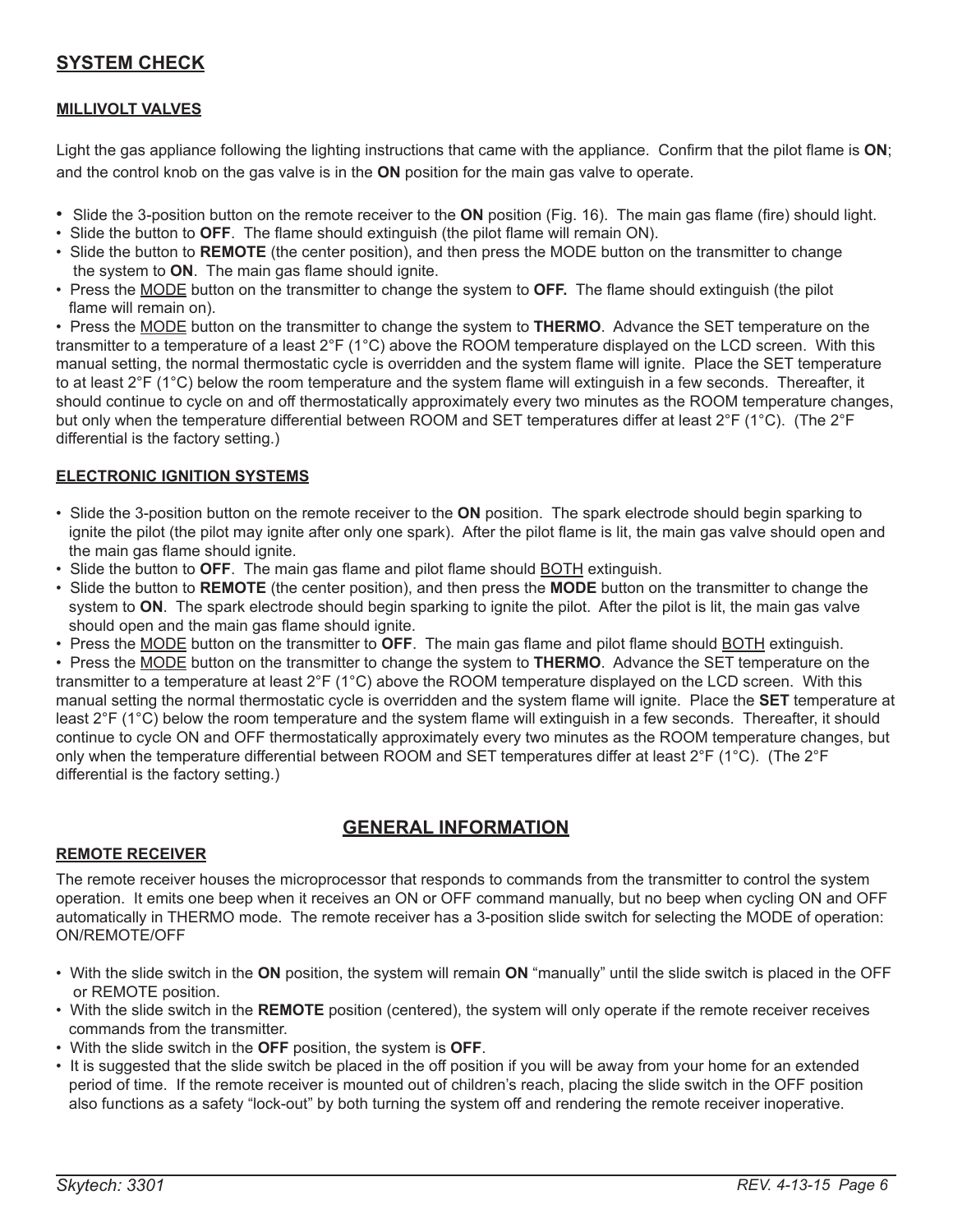## SYSTEM CHECK

### MILLIVOLT VALVES

Light the gas appliance following the lighting instructions that came with the appliance. Confirm that the pilot flame is **ON**; and the control knob on the gas valve is in the **ON** position for the main gas valve to operate.

- Slide the 3-position button on the remote receiver to the **ON** position (Fig. 16). The main gas flame (fire) should light.
- Slide the button to **OFF**. The flame should extinguish (the pilot flame will remain ON).
- Slide the button to **REMOTE** (the center position), and then press the MODE button on the transmitter to change the system to **ON**. The main gas flame should ignite.
- Press the MODE button on the transmitter to change the system to **OFF.** The flame should extinguish (the pilot flame will remain on).
- Press the MODE button on the transmitter to change the system to **THERMO**. Advance the SET temperature on the transmitter to a temperature of a least 2°F (1°C) above the ROOM temperature displayed on the LCD screen. With this manual setting, the normal thermostatic cycle is overridden and the system flame will ignite. Place the SET temperature to at least 2°F (1°C) below the room temperature and the system flame will extinguish in a few seconds. Thereafter, it should continue to cycle on and off thermostatically approximately every two minutes as the ROOM temperature changes, but only when the temperature differential between ROOM and SET temperatures differ at least 2°F (1°C). (The 2°F differential is the factory setting.)

### ELECTRONIC IGNITION SYSTEMS

- Slide the 3-position button on the remote receiver to the **ON** position. The spark electrode should begin sparking to ignite the pilot (the pilot may ignite after only one spark). After the pilot flame is lit, the main gas valve should open and the main gas flame should ignite.
- Slide the button to **OFF**. The main gas flame and pilot flame should BOTH extinguish.
- Slide the button to **REMOTE** (the center position), and then press the **MODE** button on the transmitter to change the system to **ON**. The spark electrode should begin sparking to ignite the pilot. After the pilot is lit, the main gas valve should open and the main gas flame should ignite.
- Press the MODE button on the transmitter to **OFF**. The main gas flame and pilot flame should BOTH extinguish.
- Press the MODE button on the transmitter to change the system to **THERMO**. Advance the SET temperature on the transmitter to a temperature at least 2°F (1°C) above the ROOM temperature displayed on the LCD screen. With this manual setting the normal thermostatic cycle is overridden and the system flame will ignite. Place the **SET** temperature at least 2°F (1°C) below the room temperature and the system flame will extinguish in a few seconds. Thereafter, it should continue to cycle ON and OFF thermostatically approximately every two minutes as the ROOM temperature changes, but only when the temperature differential between ROOM and SET temperatures differ at least 2°F (1°C). (The 2°F differential is the factory setting.)

## GENERAL INFORMATION

### REMOTE RECEIVER

The remote receiver houses the microprocessor that responds to commands from the transmitter to control the system operation. It emits one beep when it receives an ON or OFF command manually, but no beep when cycling ON and OFF automatically in THERMO mode. The remote receiver has a 3-position slide switch for selecting the MODE of operation: ON/REMOTE/OFF

- With the slide switch in the **ON** position, the system will remain **ON** "manually" until the slide switch is placed in the OFF or REMOTE position.
- With the slide switch in the **REMOTE** position (centered), the system will only operate if the remote receiver receives commands from the transmitter.
- With the slide switch in the **OFF** position, the system is **OFF**.
- It is suggested that the slide switch be placed in the off position if you will be away from your home for an extended period of time. If the remote receiver is mounted out of children's reach, placing the slide switch in the OFF position also functions as a safety "lock-out" by both turning the system off and rendering the remote receiver inoperative.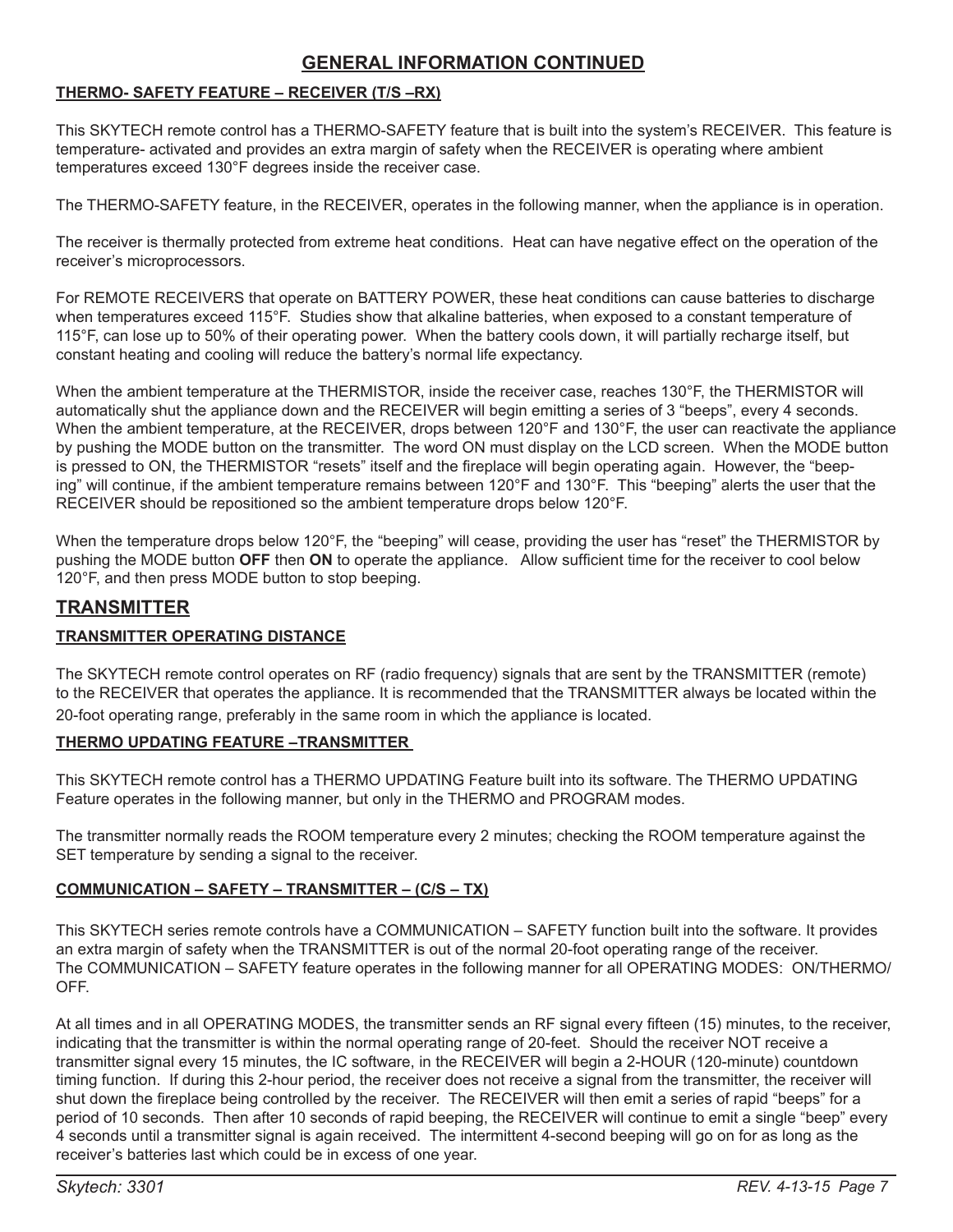## GENERAL INFORMATION CONTINUED

### THERMO- SAFETY FEATURE – RECEIVER (T/S –RX)

This SKYTECH remote control has a THERMO-SAFETY feature that is built into the system's RECEIVER. This feature is temperature- activated and provides an extra margin of safety when the RECEIVER is operating where ambient temperatures exceed 130°F degrees inside the receiver case.

The THERMO-SAFETY feature, in the RECEIVER, operates in the following manner, when the appliance is in operation.

The receiver is thermally protected from extreme heat conditions. Heat can have negative effect on the operation of the receiver's microprocessors.

For REMOTE RECEIVERS that operate on BATTERY POWER, these heat conditions can cause batteries to discharge when temperatures exceed 115°F. Studies show that alkaline batteries, when exposed to a constant temperature of 115°F, can lose up to 50% of their operating power. When the battery cools down, it will partially recharge itself, but constant heating and cooling will reduce the battery's normal life expectancy.

When the ambient temperature at the THERMISTOR, inside the receiver case, reaches 130°F, the THERMISTOR will automatically shut the appliance down and the RECEIVER will begin emitting a series of 3 "beeps", every 4 seconds. When the ambient temperature, at the RECEIVER, drops between 120°F and 130°F, the user can reactivate the appliance by pushing the MODE button on the transmitter. The word ON must display on the LCD screen. When the MODE button is pressed to ON, the THERMISTOR "resets" itself and the fireplace will begin operating again. However, the "beeping" will continue, if the ambient temperature remains between 120°F and 130°F. This "beeping" alerts the user that the RECEIVER should be repositioned so the ambient temperature drops below 120°F.

When the temperature drops below 120°F, the "beeping" will cease, providing the user has "reset" the THERMISTOR by pushing the MODE button **OFF** then **ON** to operate the appliance. Allow sufficient time for the receiver to cool below 120°F, and then press MODE button to stop beeping.

## TRANSMITTER

### TRANSMITTER OPERATING DISTANCE

The SKYTECH remote control operates on RF (radio frequency) signals that are sent by the TRANSMITTER (remote) to the RECEIVER that operates the appliance. It is recommended that the TRANSMITTER always be located within the 20-foot operating range, preferably in the same room in which the appliance is located.

### THERMO UPDATING FEATURE –TRANSMITTER

This SKYTECH remote control has a THERMO UPDATING Feature built into its software. The THERMO UPDATING Feature operates in the following manner, but only in the THERMO and PROGRAM modes.

The transmitter normally reads the ROOM temperature every 2 minutes; checking the ROOM temperature against the SET temperature by sending a signal to the receiver.

### COMMUNICATION – SAFETY – TRANSMITTER – (C/S – TX)

This SKYTECH series remote controls have a COMMUNICATION – SAFETY function built into the software. It provides an extra margin of safety when the TRANSMITTER is out of the normal 20-foot operating range of the receiver. The COMMUNICATION – SAFETY feature operates in the following manner for all OPERATING MODES: ON/THERMO/OFF.

At all times and in all OPERATING MODES, the transmitter sends an RF signal every fifteen (15) minutes, to the receiver, indicating that the transmitter is within the normal operating range of 20-feet. Should the receiver NOT receive a transmitter signal every 15 minutes, the IC software, in the RECEIVER will begin a 2-HOUR (120-minute) countdown timing function. If during this 2-hour period, the receiver does not receive a signal from the transmitter, the receiver will shut down the fireplace being controlled by the receiver. The RECEIVER will then emit a series of rapid "beeps" for a period of 10 seconds. Then after 10 seconds of rapid beeping, the RECEIVER will continue to emit a single "beep" every 4 seconds until a transmitter signal is again received. The intermittent 4-second beeping will go on for as long as the receiver's batteries last which could be in excess of one year.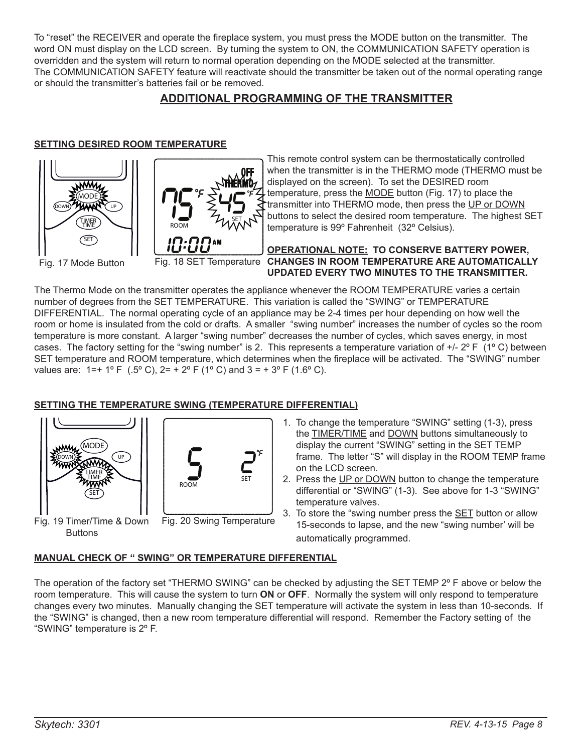To "reset" the RECEIVER and operate the fireplace system, you must press the MODE button on the transmitter. The word ON must display on the LCD screen. By turning the system to ON, the COMMUNICATION SAFETY operation is overridden and the system will return to normal operation depending on the MODE selected at the transmitter.
The COMMUNICATION SAFETY feature will reactivate should the transmitter be taken out of the normal operating range or should the transmitter's batteries fail or be removed.

## ADDITIONAL PROGRAMMING OF THE TRANSMITTER

### SETTING DESIRED ROOM TEMPERATURE

Fig. 17 Mode Button

Fig. 18 SET Temperature

This remote control system can be thermostatically controlled when the transmitter is in the THERMO mode (THERMO must be displayed on the screen). To set the DESIRED room temperature, press the MODE button (Fig. 17) to place the transmitter into THERMO mode, then press the UP or DOWN buttons to select the desired room temperature. The highest SET temperature is 99º Fahrenheit (32º Celsius).

**OPERATIONAL NOTE: TO CONSERVE BATTERY POWER, CHANGES IN ROOM TEMPERATURE ARE AUTOMATICALLY UPDATED EVERY TWO MINUTES TO THE TRANSMITTER.**

The Thermo Mode on the transmitter operates the appliance whenever the ROOM TEMPERATURE varies a certain number of degrees from the SET TEMPERATURE. This variation is called the "SWING" or TEMPERATURE DIFFERENTIAL. The normal operating cycle of an appliance may be 2-4 times per hour depending on how well the room or home is insulated from the cold or drafts. A smaller "swing number" increases the number of cycles so the room temperature is more constant. A larger "swing number" decreases the number of cycles, which saves energy, in most cases. The factory setting for the "swing number" is 2. This represents a temperature variation of +/- 2º F (1º C) between SET temperature and ROOM temperature, which determines when the fireplace will be activated. The "SWING" number values are: 1=+ 1º F (.5º C), 2= + 2º F (1º C) and 3 = + 3º F (1.6º C).

### SETTING THE TEMPERATURE SWING (TEMPERATURE DIFFERENTIAL)

Fig. 19 Timer/Time & Down Buttons

Fig. 20 Swing Temperature

1. To change the temperature "SWING" setting (1-3), press the TIMER/TIME and DOWN buttons simultaneously to display the current "SWING" setting in the SET TEMP frame. The letter "S" will display in the ROOM TEMP frame on the LCD screen.
2. Press the UP or DOWN button to change the temperature differential or "SWING" (1-3). See above for 1-3 "SWING" temperature valves.
3. To store the "swing number press the SET button or allow 15-seconds to lapse, and the new "swing number' will be automatically programmed.

### MANUAL CHECK OF " SWING" OR TEMPERATURE DIFFERENTIAL

The operation of the factory set "THERMO SWING" can be checked by adjusting the SET TEMP 2º F above or below the room temperature. This will cause the system to turn **ON** or **OFF**. Normally the system will only respond to temperature changes every two minutes. Manually changing the SET temperature will activate the system in less than 10-seconds. If the "SWING" is changed, then a new room temperature differential will respond. Remember the Factory setting of the "SWING" temperature is 2º F.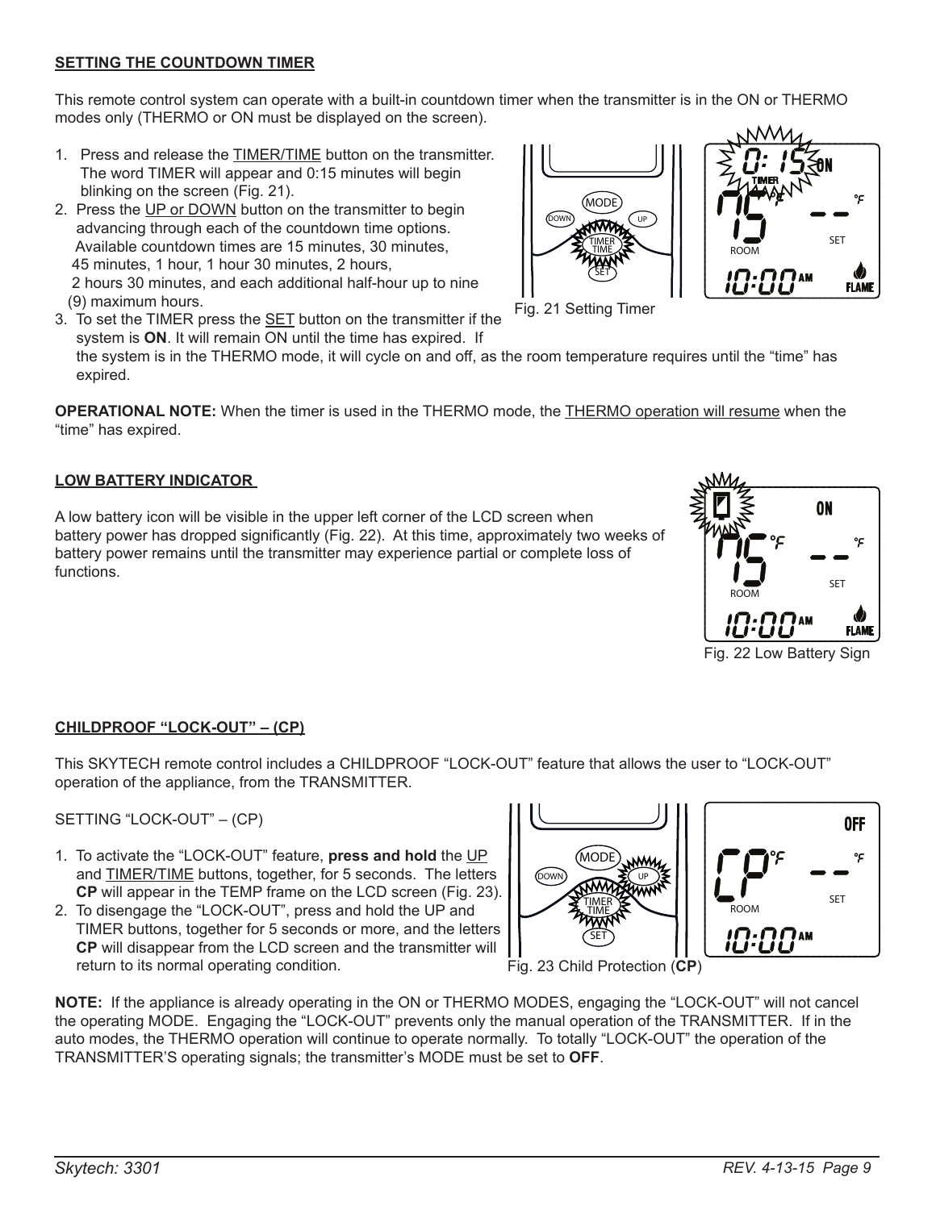**SETTING THE COUNTDOWN TIMER**

This remote control system can operate with a built-in countdown timer when the transmitter is in the ON or THERMO modes only (THERMO or ON must be displayed on the screen).

1. Press and release the TIMER/TIME button on the transmitter. The word TIMER will appear and 0:15 minutes will begin blinking on the screen (Fig. 21).
2. Press the UP or DOWN button on the transmitter to begin advancing through each of the countdown time options. Available countdown times are 15 minutes, 30 minutes, 45 minutes, 1 hour, 1 hour 30 minutes, 2 hours, 2 hours 30 minutes, and each additional half-hour up to nine (9) maximum hours.
3. To set the TIMER press the SET button on the transmitter if the system is **ON**. It will remain ON until the time has expired. If the system is in the THERMO mode, it will cycle on and off, as the room temperature requires until the "time" has expired.

Fig. 21 Setting Timer

**OPERATIONAL NOTE:** When the timer is used in the THERMO mode, the THERMO operation will resume when the "time" has expired.

**LOW BATTERY INDICATOR**

A low battery icon will be visible in the upper left corner of the LCD screen when battery power has dropped significantly (Fig. 22). At this time, approximately two weeks of battery power remains until the transmitter may experience partial or complete loss of functions.

Fig. 22 Low Battery Sign

**CHILDPROOF "LOCK-OUT" – (CP)**

This SKYTECH remote control includes a CHILDPROOF "LOCK-OUT" feature that allows the user to "LOCK-OUT" operation of the appliance, from the TRANSMITTER.

SETTING "LOCK-OUT" – (CP)

1. To activate the "LOCK-OUT" feature, **press and hold** the UP and TIMER/TIME buttons, together, for 5 seconds. The letters **CP** will appear in the TEMP frame on the LCD screen (Fig. 23).
2. To disengage the "LOCK-OUT", press and hold the UP and TIMER buttons, together for 5 seconds or more, and the letters **CP** will disappear from the LCD screen and the transmitter will return to its normal operating condition.

Fig. 23 Child Protection (**CP**)

**NOTE:** If the appliance is already operating in the ON or THERMO MODES, engaging the "LOCK-OUT" will not cancel the operating MODE. Engaging the "LOCK-OUT" prevents only the manual operation of the TRANSMITTER. If in the auto modes, the THERMO operation will continue to operate normally. To totally "LOCK-OUT" the operation of the TRANSMITTER'S operating signals; the transmitter's MODE must be set to **OFF**.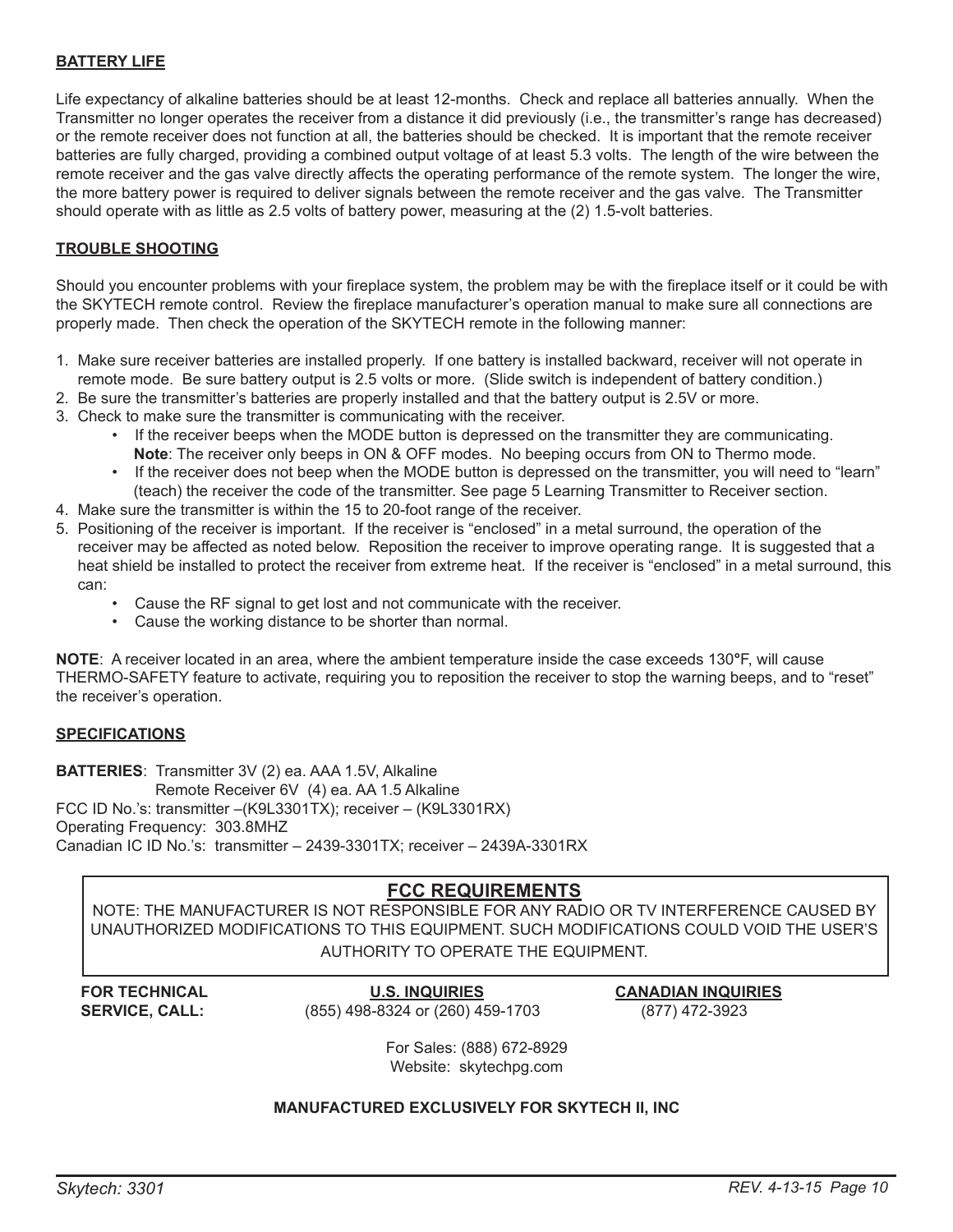## BATTERY LIFE

Life expectancy of alkaline batteries should be at least 12-months. Check and replace all batteries annually. When the Transmitter no longer operates the receiver from a distance it did previously (i.e., the transmitter's range has decreased) or the remote receiver does not function at all, the batteries should be checked. It is important that the remote receiver batteries are fully charged, providing a combined output voltage of at least 5.3 volts. The length of the wire between the remote receiver and the gas valve directly affects the operating performance of the remote system. The longer the wire, the more battery power is required to deliver signals between the remote receiver and the gas valve. The Transmitter should operate with as little as 2.5 volts of battery power, measuring at the (2) 1.5-volt batteries.

## TROUBLE SHOOTING

Should you encounter problems with your fireplace system, the problem may be with the fireplace itself or it could be with the SKYTECH remote control. Review the fireplace manufacturer's operation manual to make sure all connections are properly made. Then check the operation of the SKYTECH remote in the following manner:

1. Make sure receiver batteries are installed properly. If one battery is installed backward, receiver will not operate in remote mode. Be sure battery output is 2.5 volts or more. (Slide switch is independent of battery condition.)
2. Be sure the transmitter's batteries are properly installed and that the battery output is 2.5V or more.
3. Check to make sure the transmitter is communicating with the receiver.
   - If the receiver beeps when the MODE button is depressed on the transmitter they are communicating. **Note**: The receiver only beeps in ON & OFF modes. No beeping occurs from ON to Thermo mode.
   - If the receiver does not beep when the MODE button is depressed on the transmitter, you will need to "learn" (teach) the receiver the code of the transmitter. See page 5 Learning Transmitter to Receiver section.
4. Make sure the transmitter is within the 15 to 20-foot range of the receiver.
5. Positioning of the receiver is important. If the receiver is "enclosed" in a metal surround, the operation of the receiver may be affected as noted below. Reposition the receiver to improve operating range. It is suggested that a heat shield be installed to protect the receiver from extreme heat. If the receiver is "enclosed" in a metal surround, this can:
   - Cause the RF signal to get lost and not communicate with the receiver.
   - Cause the working distance to be shorter than normal.

**NOTE**: A receiver located in an area, where the ambient temperature inside the case exceeds 130°F, will cause THERMO-SAFETY feature to activate, requiring you to reposition the receiver to stop the warning beeps, and to "reset" the receiver's operation.

## SPECIFICATIONS

**BATTERIES**: Transmitter 3V (2) ea. AAA 1.5V, Alkaline
Remote Receiver 6V (4) ea. AA 1.5 Alkaline
FCC ID No.'s: transmitter –(K9L3301TX); receiver – (K9L3301RX)
Operating Frequency: 303.8MHZ
Canadian IC ID No.'s: transmitter – 2439-3301TX; receiver – 2439A-3301RX

## FCC REQUIREMENTS

NOTE: THE MANUFACTURER IS NOT RESPONSIBLE FOR ANY RADIO OR TV INTERFERENCE CAUSED BY UNAUTHORIZED MODIFICATIONS TO THIS EQUIPMENT. SUCH MODIFICATIONS COULD VOID THE USER'S AUTHORITY TO OPERATE THE EQUIPMENT.

**FOR TECHNICAL SERVICE, CALL:**

**U.S. INQUIRIES**
(855) 498-8324 or (260) 459-1703

**CANADIAN INQUIRIES**
(877) 472-3923

For Sales: (888) 672-8929
Website: skytechpg.com

**MANUFACTURED EXCLUSIVELY FOR SKYTECH II, INC**